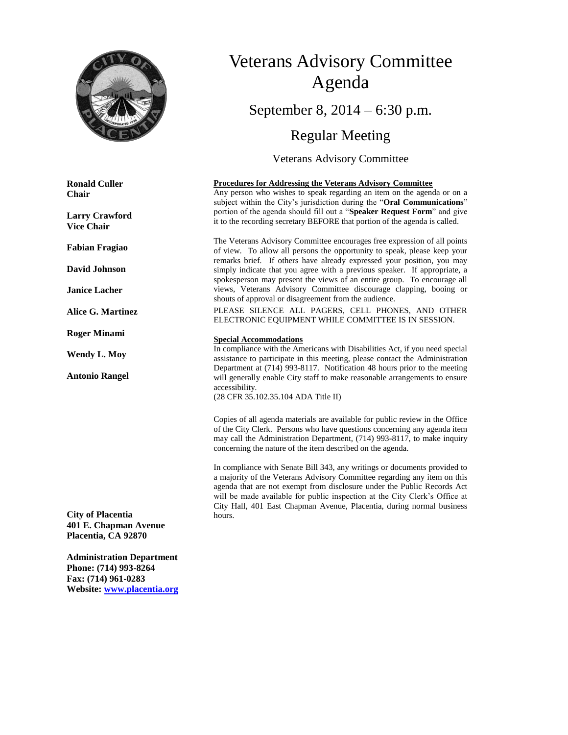# Veterans Advisory Committee Agenda

## September 8, 2014 – 6:30 p.m.

## Regular Meeting

### Veterans Advisory Committee

**Ronald Culler**
**Chair**

**Larry Crawford**
**Vice Chair**

**Fabian Fragiao**

**David Johnson**

**Janice Lacher**

**Alice G. Martinez**

**Roger Minami**

**Wendy L. Moy**

**Antonio Rangel**

**City of Placentia**
**401 E. Chapman Avenue**
**Placentia, CA 92870**

**Administration Department**
**Phone: (714) 993-8264**
**Fax: (714) 961-0283**
**Website: www.placentia.org**

**Procedures for Addressing the Veterans Advisory Committee**

Any person who wishes to speak regarding an item on the agenda or on a subject within the City's jurisdiction during the "**Oral Communications**" portion of the agenda should fill out a "**Speaker Request Form**" and give it to the recording secretary BEFORE that portion of the agenda is called.

The Veterans Advisory Committee encourages free expression of all points of view. To allow all persons the opportunity to speak, please keep your remarks brief. If others have already expressed your position, you may simply indicate that you agree with a previous speaker. If appropriate, a spokesperson may present the views of an entire group. To encourage all views, Veterans Advisory Committee discourage clapping, booing or shouts of approval or disagreement from the audience.

PLEASE SILENCE ALL PAGERS, CELL PHONES, AND OTHER ELECTRONIC EQUIPMENT WHILE COMMITTEE IS IN SESSION.

**Special Accommodations**

In compliance with the Americans with Disabilities Act, if you need special assistance to participate in this meeting, please contact the Administration Department at (714) 993-8117. Notification 48 hours prior to the meeting will generally enable City staff to make reasonable arrangements to ensure accessibility.
(28 CFR 35.102.35.104 ADA Title II)

Copies of all agenda materials are available for public review in the Office of the City Clerk. Persons who have questions concerning any agenda item may call the Administration Department, (714) 993-8117, to make inquiry concerning the nature of the item described on the agenda.

In compliance with Senate Bill 343, any writings or documents provided to a majority of the Veterans Advisory Committee regarding any item on this agenda that are not exempt from disclosure under the Public Records Act will be made available for public inspection at the City Clerk's Office at City Hall, 401 East Chapman Avenue, Placentia, during normal business hours.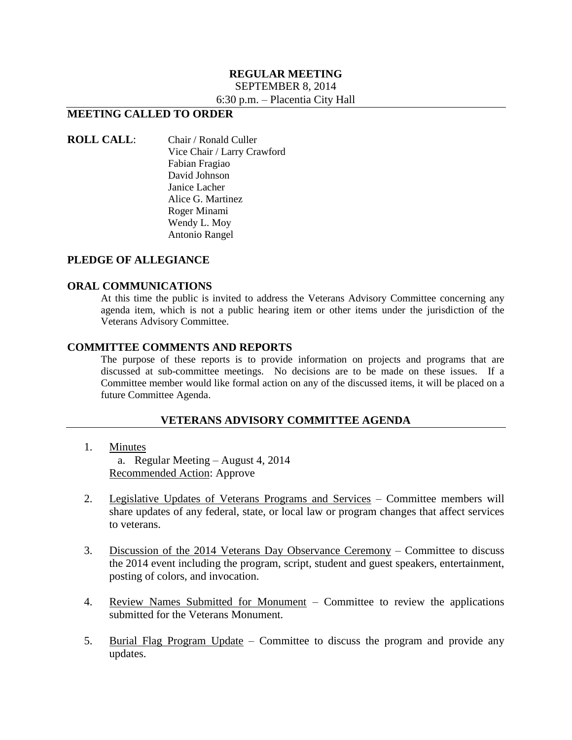**REGULAR MEETING**

SEPTEMBER 8, 2014

6:30 p.m. – Placentia City Hall

## MEETING CALLED TO ORDER

**ROLL CALL**:

Chair / Ronald Culler
Vice Chair / Larry Crawford
Fabian Fragiao
David Johnson
Janice Lacher
Alice G. Martinez
Roger Minami
Wendy L. Moy
Antonio Rangel

## PLEDGE OF ALLEGIANCE

## ORAL COMMUNICATIONS

At this time the public is invited to address the Veterans Advisory Committee concerning any agenda item, which is not a public hearing item or other items under the jurisdiction of the Veterans Advisory Committee.

## COMMITTEE COMMENTS AND REPORTS

The purpose of these reports is to provide information on projects and programs that are discussed at sub-committee meetings. No decisions are to be made on these issues. If a Committee member would like formal action on any of the discussed items, it will be placed on a future Committee Agenda.

## VETERANS ADVISORY COMMITTEE AGENDA

1. Minutes
   a. Regular Meeting – August 4, 2014
   Recommended Action: Approve

2. Legislative Updates of Veterans Programs and Services – Committee members will share updates of any federal, state, or local law or program changes that affect services to veterans.

3. Discussion of the 2014 Veterans Day Observance Ceremony – Committee to discuss the 2014 event including the program, script, student and guest speakers, entertainment, posting of colors, and invocation.

4. Review Names Submitted for Monument – Committee to review the applications submitted for the Veterans Monument.

5. Burial Flag Program Update – Committee to discuss the program and provide any updates.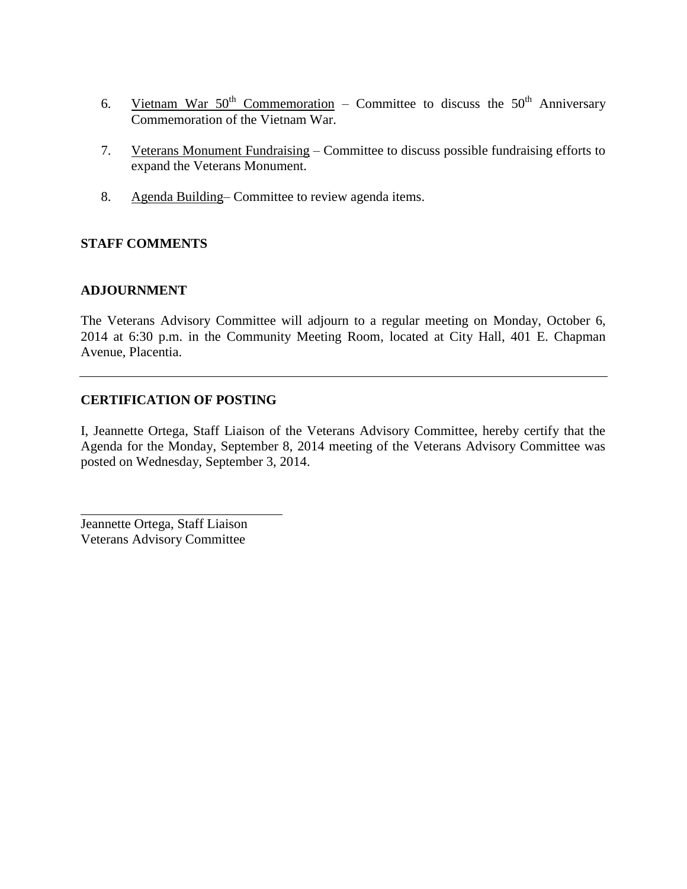6. Vietnam War 50th Commemoration – Committee to discuss the 50th Anniversary Commemoration of the Vietnam War.

7. Veterans Monument Fundraising – Committee to discuss possible fundraising efforts to expand the Veterans Monument.

8. Agenda Building– Committee to review agenda items.

**STAFF COMMENTS**

**ADJOURNMENT**

The Veterans Advisory Committee will adjourn to a regular meeting on Monday, October 6, 2014 at 6:30 p.m. in the Community Meeting Room, located at City Hall, 401 E. Chapman Avenue, Placentia.

---

**CERTIFICATION OF POSTING**

I, Jeannette Ortega, Staff Liaison of the Veterans Advisory Committee, hereby certify that the Agenda for the Monday, September 8, 2014 meeting of the Veterans Advisory Committee was posted on Wednesday, September 3, 2014.

______________________________

Jeannette Ortega, Staff Liaison
Veterans Advisory Committee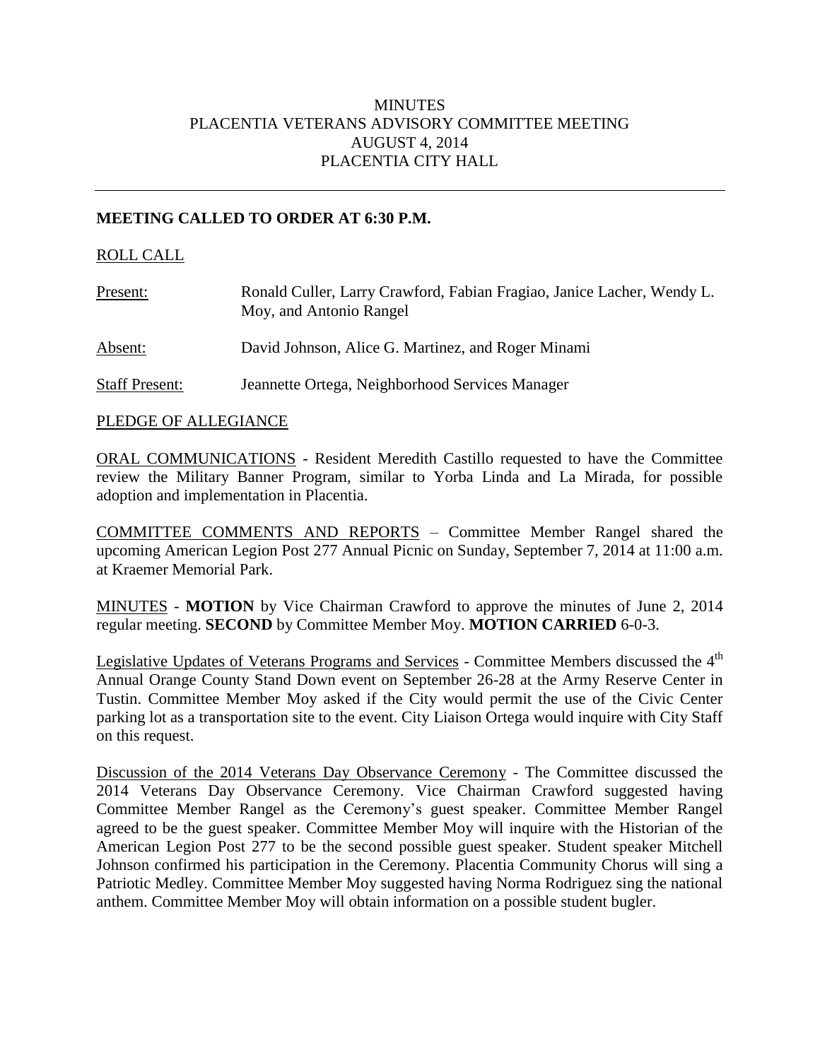# MINUTES
# PLACENTIA VETERANS ADVISORY COMMITTEE MEETING
# AUGUST 4, 2014
# PLACENTIA CITY HALL

---

**MEETING CALLED TO ORDER AT 6:30 P.M.**

ROLL CALL

Present: Ronald Culler, Larry Crawford, Fabian Fragiao, Janice Lacher, Wendy L. Moy, and Antonio Rangel

Absent: David Johnson, Alice G. Martinez, and Roger Minami

Staff Present: Jeannette Ortega, Neighborhood Services Manager

PLEDGE OF ALLEGIANCE

ORAL COMMUNICATIONS - Resident Meredith Castillo requested to have the Committee review the Military Banner Program, similar to Yorba Linda and La Mirada, for possible adoption and implementation in Placentia.

COMMITTEE COMMENTS AND REPORTS – Committee Member Rangel shared the upcoming American Legion Post 277 Annual Picnic on Sunday, September 7, 2014 at 11:00 a.m. at Kraemer Memorial Park.

MINUTES - **MOTION** by Vice Chairman Crawford to approve the minutes of June 2, 2014 regular meeting. **SECOND** by Committee Member Moy. **MOTION CARRIED** 6-0-3.

Legislative Updates of Veterans Programs and Services - Committee Members discussed the 4th Annual Orange County Stand Down event on September 26-28 at the Army Reserve Center in Tustin. Committee Member Moy asked if the City would permit the use of the Civic Center parking lot as a transportation site to the event. City Liaison Ortega would inquire with City Staff on this request.

Discussion of the 2014 Veterans Day Observance Ceremony - The Committee discussed the 2014 Veterans Day Observance Ceremony. Vice Chairman Crawford suggested having Committee Member Rangel as the Ceremony's guest speaker. Committee Member Rangel agreed to be the guest speaker. Committee Member Moy will inquire with the Historian of the American Legion Post 277 to be the second possible guest speaker. Student speaker Mitchell Johnson confirmed his participation in the Ceremony. Placentia Community Chorus will sing a Patriotic Medley. Committee Member Moy suggested having Norma Rodriguez sing the national anthem. Committee Member Moy will obtain information on a possible student bugler.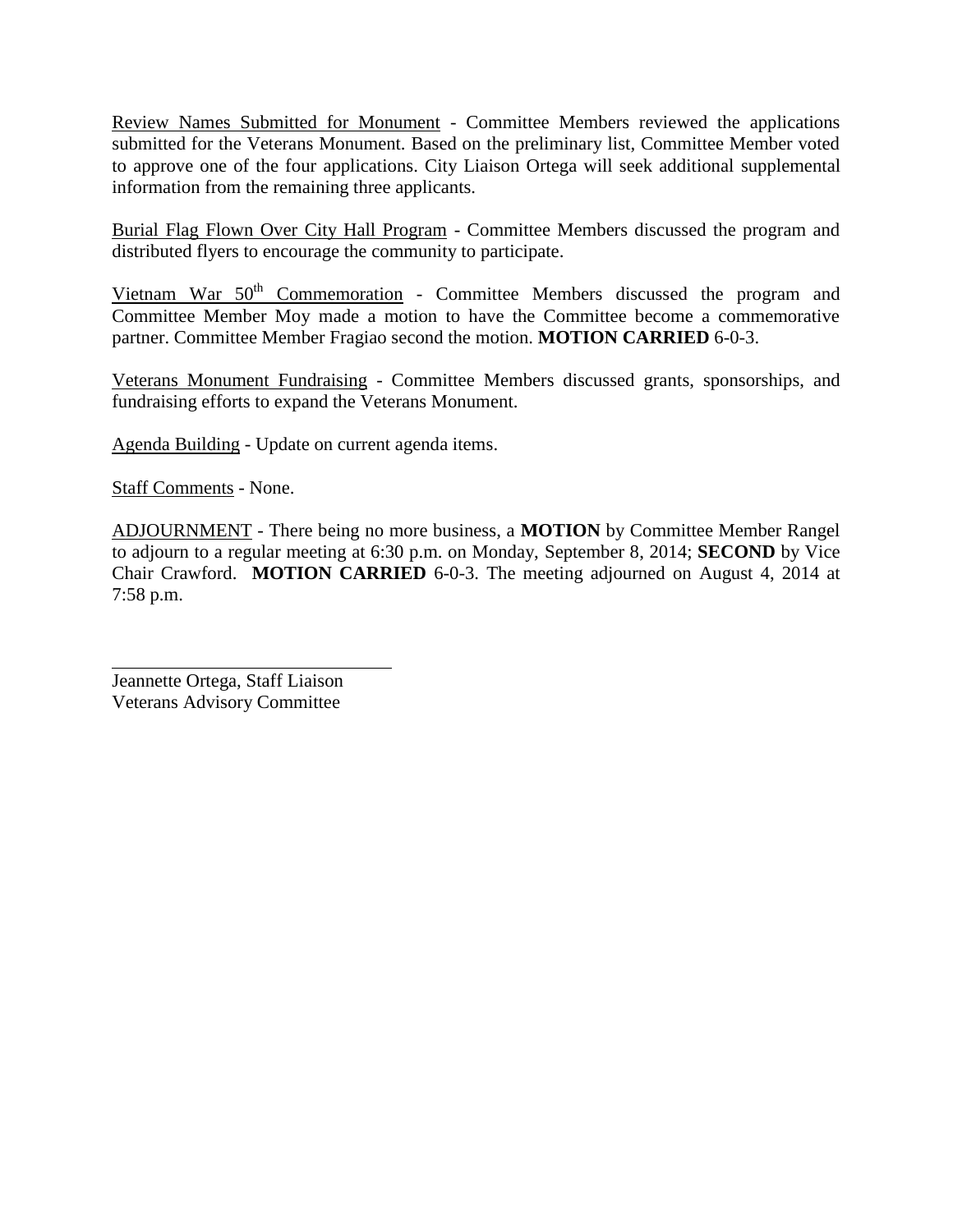Review Names Submitted for Monument - Committee Members reviewed the applications submitted for the Veterans Monument. Based on the preliminary list, Committee Member voted to approve one of the four applications. City Liaison Ortega will seek additional supplemental information from the remaining three applicants.

Burial Flag Flown Over City Hall Program - Committee Members discussed the program and distributed flyers to encourage the community to participate.

Vietnam War 50th Commemoration - Committee Members discussed the program and Committee Member Moy made a motion to have the Committee become a commemorative partner. Committee Member Fragiao second the motion. **MOTION CARRIED** 6-0-3.

Veterans Monument Fundraising - Committee Members discussed grants, sponsorships, and fundraising efforts to expand the Veterans Monument.

Agenda Building - Update on current agenda items.

Staff Comments - None.

ADJOURNMENT - There being no more business, a **MOTION** by Committee Member Rangel to adjourn to a regular meeting at 6:30 p.m. on Monday, September 8, 2014; **SECOND** by Vice Chair Crawford. **MOTION CARRIED** 6-0-3. The meeting adjourned on August 4, 2014 at 7:58 p.m.

\_\_\_\_\_\_\_\_\_\_\_\_\_\_\_\_\_\_\_\_\_\_\_\_\_\_\_\_\_\_

Jeannette Ortega, Staff Liaison
Veterans Advisory Committee